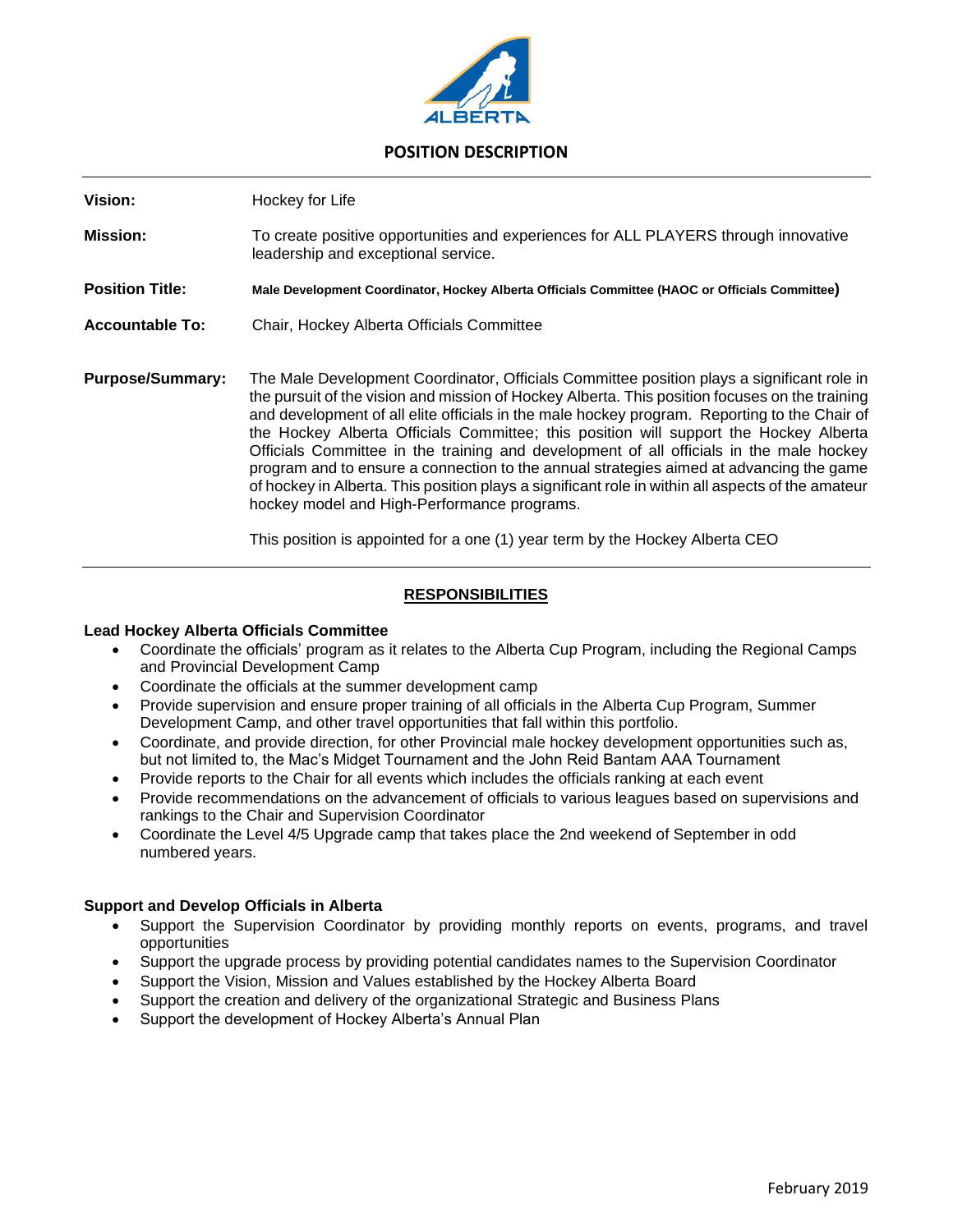# POSITION DESCRIPTION

**Vision:** Hockey for Life

**Mission:** To create positive opportunities and experiences for ALL PLAYERS through innovative leadership and exceptional service.

**Position Title:** **Male Development Coordinator, Hockey Alberta Officials Committee (HAOC or Officials Committee)**

**Accountable To:** Chair, Hockey Alberta Officials Committee

**Purpose/Summary:** The Male Development Coordinator, Officials Committee position plays a significant role in the pursuit of the vision and mission of Hockey Alberta. This position focuses on the training and development of all elite officials in the male hockey program. Reporting to the Chair of the Hockey Alberta Officials Committee; this position will support the Hockey Alberta Officials Committee in the training and development of all officials in the male hockey program and to ensure a connection to the annual strategies aimed at advancing the game of hockey in Alberta. This position plays a significant role in within all aspects of the amateur hockey model and High-Performance programs.

This position is appointed for a one (1) year term by the Hockey Alberta CEO

## RESPONSIBILITIES

### Lead Hockey Alberta Officials Committee

- Coordinate the officials' program as it relates to the Alberta Cup Program, including the Regional Camps and Provincial Development Camp
- Coordinate the officials at the summer development camp
- Provide supervision and ensure proper training of all officials in the Alberta Cup Program, Summer Development Camp, and other travel opportunities that fall within this portfolio.
- Coordinate, and provide direction, for other Provincial male hockey development opportunities such as, but not limited to, the Mac's Midget Tournament and the John Reid Bantam AAA Tournament
- Provide reports to the Chair for all events which includes the officials ranking at each event
- Provide recommendations on the advancement of officials to various leagues based on supervisions and rankings to the Chair and Supervision Coordinator
- Coordinate the Level 4/5 Upgrade camp that takes place the 2nd weekend of September in odd numbered years.

### Support and Develop Officials in Alberta

- Support the Supervision Coordinator by providing monthly reports on events, programs, and travel opportunities
- Support the upgrade process by providing potential candidates names to the Supervision Coordinator
- Support the Vision, Mission and Values established by the Hockey Alberta Board
- Support the creation and delivery of the organizational Strategic and Business Plans
- Support the development of Hockey Alberta's Annual Plan

February 2019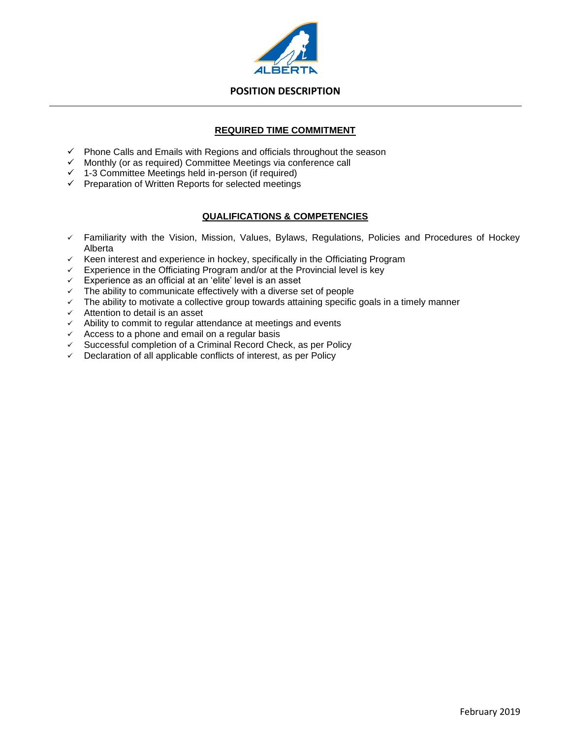**POSITION DESCRIPTION**

---

## REQUIRED TIME COMMITMENT

- ✓ Phone Calls and Emails with Regions and officials throughout the season
- ✓ Monthly (or as required) Committee Meetings via conference call
- ✓ 1-3 Committee Meetings held in-person (if required)
- ✓ Preparation of Written Reports for selected meetings

## QUALIFICATIONS & COMPETENCIES

- ✓ Familiarity with the Vision, Mission, Values, Bylaws, Regulations, Policies and Procedures of Hockey Alberta
- ✓ Keen interest and experience in hockey, specifically in the Officiating Program
- ✓ Experience in the Officiating Program and/or at the Provincial level is key
- ✓ Experience as an official at an 'elite' level is an asset
- ✓ The ability to communicate effectively with a diverse set of people
- ✓ The ability to motivate a collective group towards attaining specific goals in a timely manner
- ✓ Attention to detail is an asset
- ✓ Ability to commit to regular attendance at meetings and events
- ✓ Access to a phone and email on a regular basis
- ✓ Successful completion of a Criminal Record Check, as per Policy
- ✓ Declaration of all applicable conflicts of interest, as per Policy

February 2019